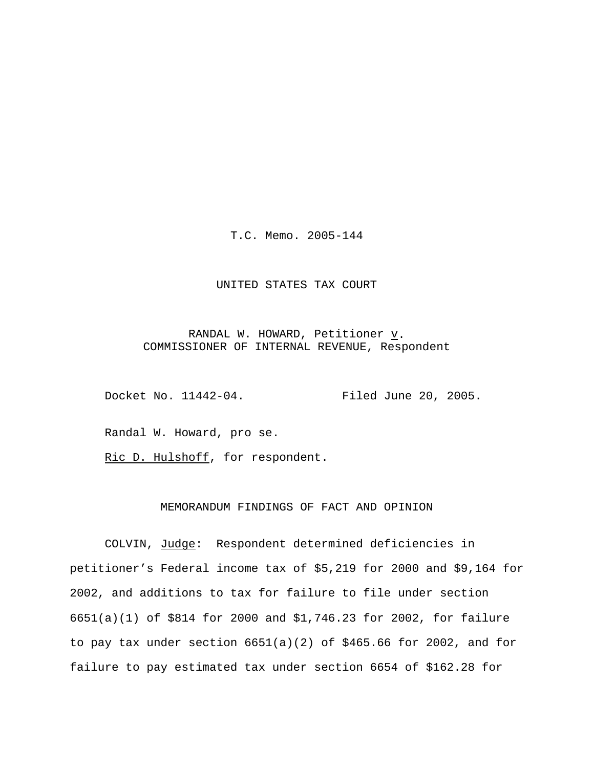T.C. Memo. 2005-144

UNITED STATES TAX COURT

RANDAL W. HOWARD, Petitioner *v*.
COMMISSIONER OF INTERNAL REVENUE, Respondent

Docket No. 11442-04. Filed June 20, 2005.

Randal W. Howard, pro se.

Ric D. Hulshoff, for respondent.

MEMORANDUM FINDINGS OF FACT AND OPINION

COLVIN, *Judge*: Respondent determined deficiencies in petitioner's Federal income tax of $5,219 for 2000 and $9,164 for 2002, and additions to tax for failure to file under section 6651(a)(1) of $814 for 2000 and $1,746.23 for 2002, for failure to pay tax under section 6651(a)(2) of $465.66 for 2002, and for failure to pay estimated tax under section 6654 of $162.28 for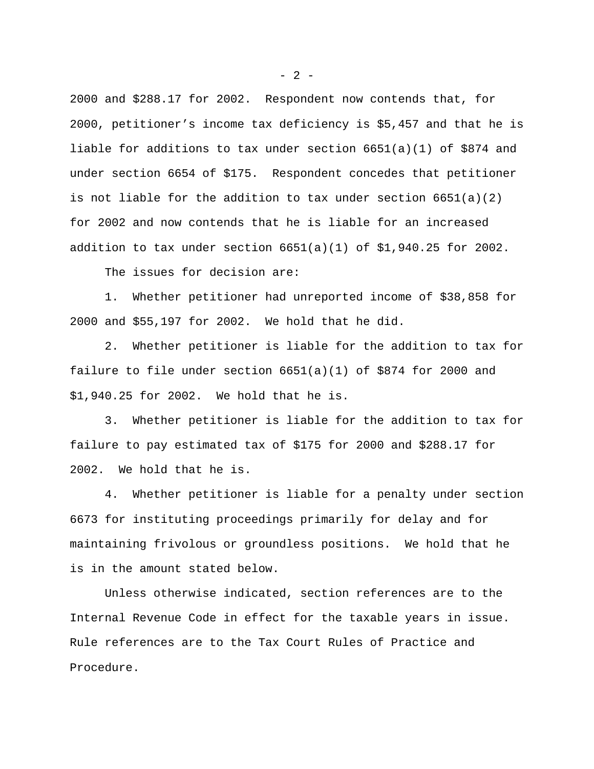2000 and $288.17 for 2002. Respondent now contends that, for 2000, petitioner’s income tax deficiency is $5,457 and that he is liable for additions to tax under section 6651(a)(1) of $874 and under section 6654 of $175. Respondent concedes that petitioner is not liable for the addition to tax under section 6651(a)(2) for 2002 and now contends that he is liable for an increased addition to tax under section 6651(a)(1) of $1,940.25 for 2002.

The issues for decision are:

1. Whether petitioner had unreported income of $38,858 for 2000 and $55,197 for 2002. We hold that he did.

2. Whether petitioner is liable for the addition to tax for failure to file under section 6651(a)(1) of $874 for 2000 and $1,940.25 for 2002. We hold that he is.

3. Whether petitioner is liable for the addition to tax for failure to pay estimated tax of $175 for 2000 and $288.17 for 2002. We hold that he is.

4. Whether petitioner is liable for a penalty under section 6673 for instituting proceedings primarily for delay and for maintaining frivolous or groundless positions. We hold that he is in the amount stated below.

Unless otherwise indicated, section references are to the Internal Revenue Code in effect for the taxable years in issue. Rule references are to the Tax Court Rules of Practice and Procedure.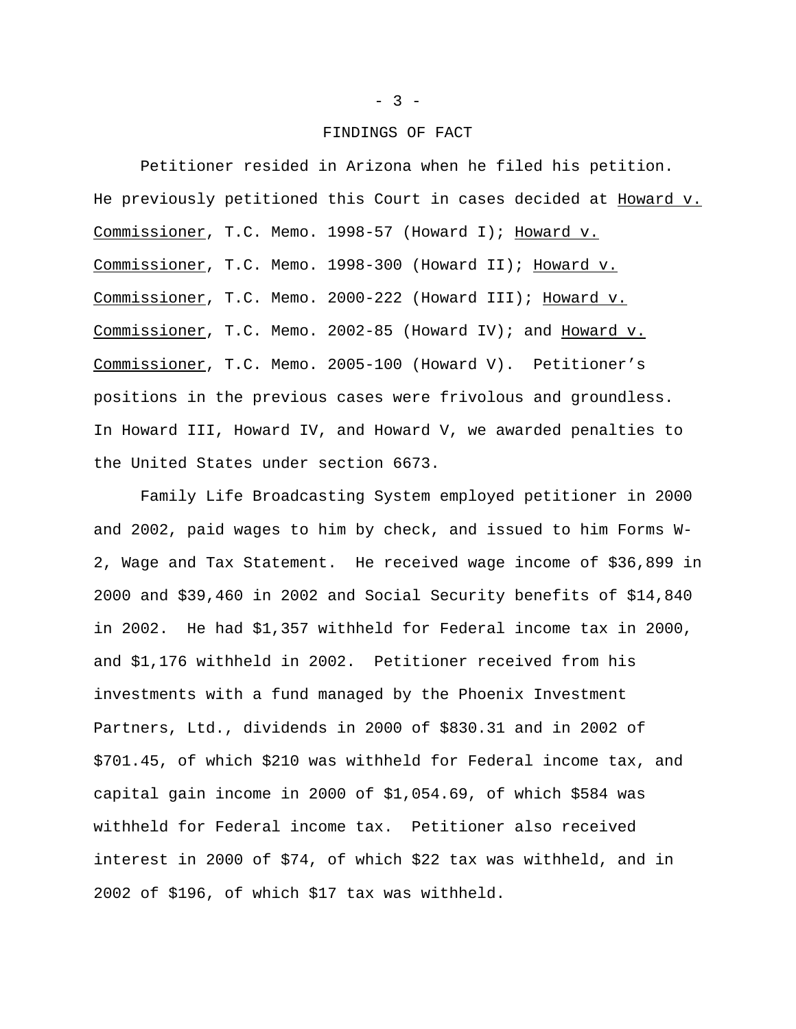## FINDINGS OF FACT

Petitioner resided in Arizona when he filed his petition. He previously petitioned this Court in cases decided at Howard v. Commissioner, T.C. Memo. 1998-57 (Howard I); Howard v. Commissioner, T.C. Memo. 1998-300 (Howard II); Howard v. Commissioner, T.C. Memo. 2000-222 (Howard III); Howard v. Commissioner, T.C. Memo. 2002-85 (Howard IV); and Howard v. Commissioner, T.C. Memo. 2005-100 (Howard V). Petitioner's positions in the previous cases were frivolous and groundless. In Howard III, Howard IV, and Howard V, we awarded penalties to the United States under section 6673.

Family Life Broadcasting System employed petitioner in 2000 and 2002, paid wages to him by check, and issued to him Forms W-2, Wage and Tax Statement. He received wage income of $36,899 in 2000 and $39,460 in 2002 and Social Security benefits of $14,840 in 2002. He had $1,357 withheld for Federal income tax in 2000, and $1,176 withheld in 2002. Petitioner received from his investments with a fund managed by the Phoenix Investment Partners, Ltd., dividends in 2000 of $830.31 and in 2002 of $701.45, of which $210 was withheld for Federal income tax, and capital gain income in 2000 of $1,054.69, of which $584 was withheld for Federal income tax. Petitioner also received interest in 2000 of $74, of which $22 tax was withheld, and in 2002 of $196, of which $17 tax was withheld.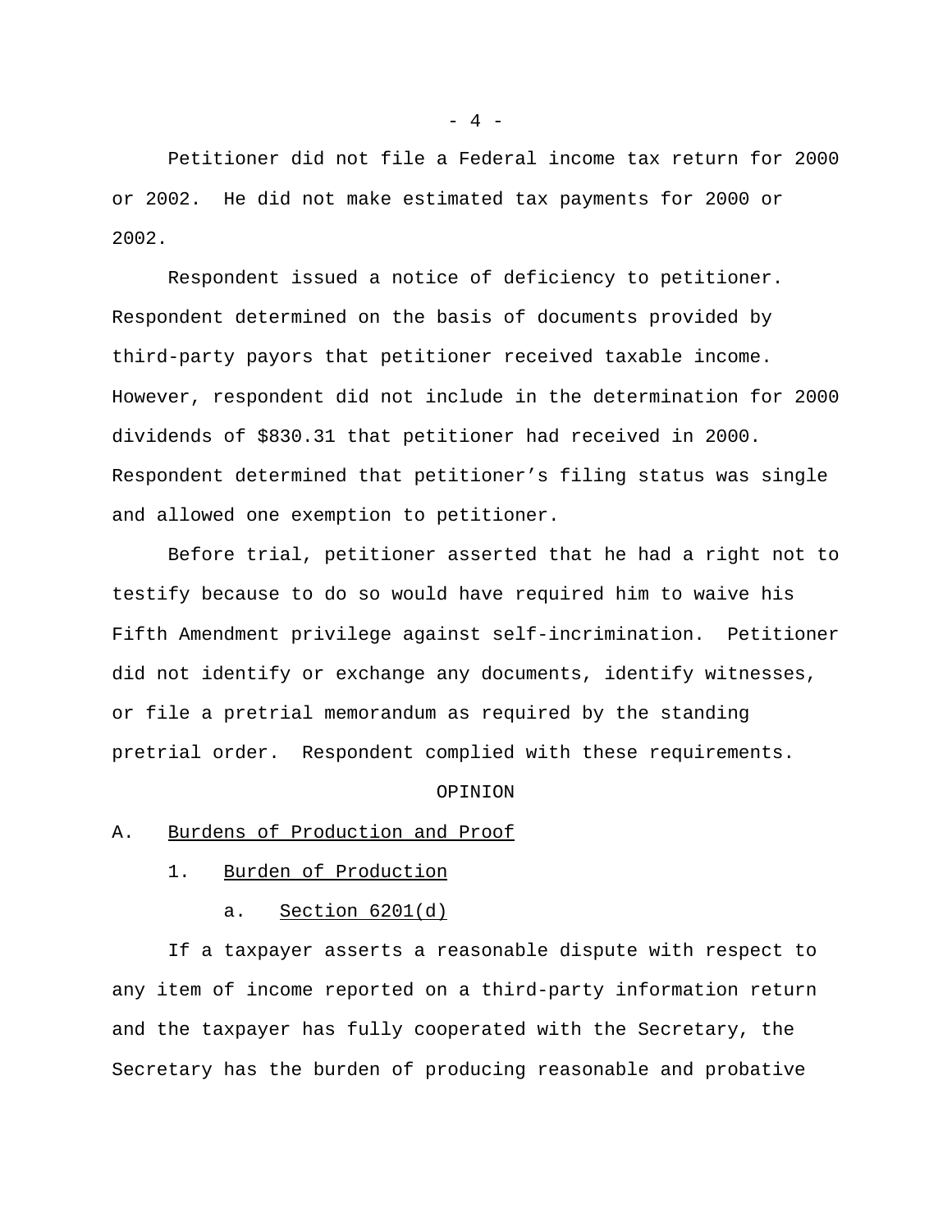Petitioner did not file a Federal income tax return for 2000 or 2002. He did not make estimated tax payments for 2000 or 2002.

Respondent issued a notice of deficiency to petitioner. Respondent determined on the basis of documents provided by third-party payors that petitioner received taxable income. However, respondent did not include in the determination for 2000 dividends of $830.31 that petitioner had received in 2000. Respondent determined that petitioner's filing status was single and allowed one exemption to petitioner.

Before trial, petitioner asserted that he had a right not to testify because to do so would have required him to waive his Fifth Amendment privilege against self-incrimination. Petitioner did not identify or exchange any documents, identify witnesses, or file a pretrial memorandum as required by the standing pretrial order. Respondent complied with these requirements.

## OPINION

### A. Burdens of Production and Proof

#### 1. Burden of Production

##### a. Section 6201(d)

If a taxpayer asserts a reasonable dispute with respect to any item of income reported on a third-party information return and the taxpayer has fully cooperated with the Secretary, the Secretary has the burden of producing reasonable and probative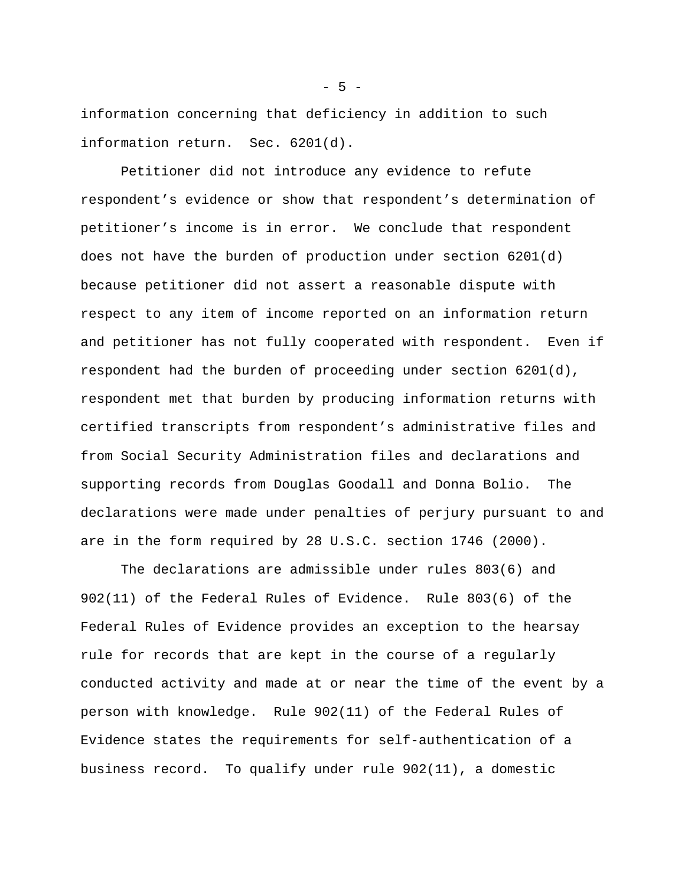information concerning that deficiency in addition to such information return. Sec. 6201(d).

Petitioner did not introduce any evidence to refute respondent's evidence or show that respondent's determination of petitioner's income is in error. We conclude that respondent does not have the burden of production under section 6201(d) because petitioner did not assert a reasonable dispute with respect to any item of income reported on an information return and petitioner has not fully cooperated with respondent. Even if respondent had the burden of proceeding under section 6201(d), respondent met that burden by producing information returns with certified transcripts from respondent's administrative files and from Social Security Administration files and declarations and supporting records from Douglas Goodall and Donna Bolio. The declarations were made under penalties of perjury pursuant to and are in the form required by 28 U.S.C. section 1746 (2000).

The declarations are admissible under rules 803(6) and 902(11) of the Federal Rules of Evidence. Rule 803(6) of the Federal Rules of Evidence provides an exception to the hearsay rule for records that are kept in the course of a regularly conducted activity and made at or near the time of the event by a person with knowledge. Rule 902(11) of the Federal Rules of Evidence states the requirements for self-authentication of a business record. To qualify under rule 902(11), a domestic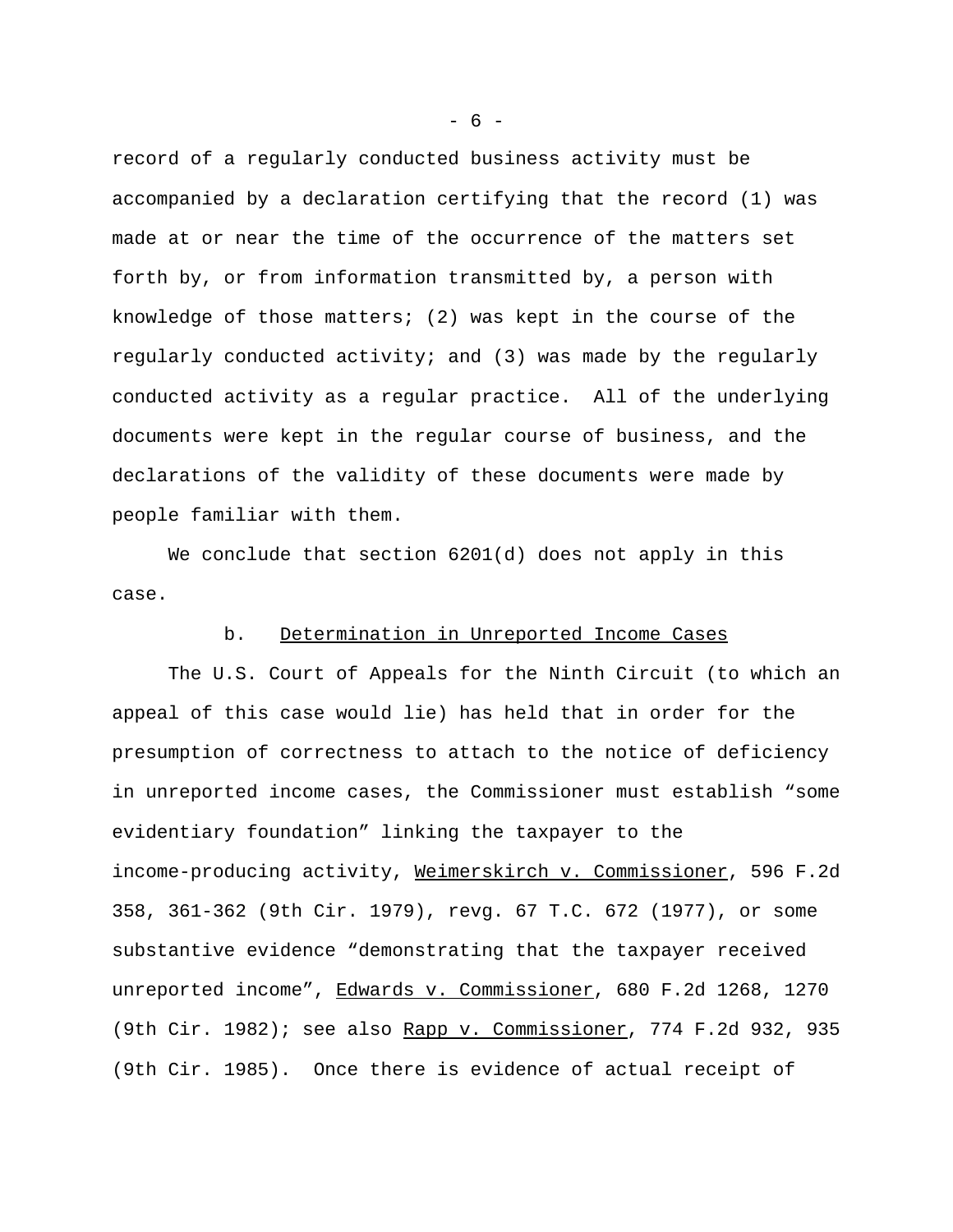record of a regularly conducted business activity must be accompanied by a declaration certifying that the record (1) was made at or near the time of the occurrence of the matters set forth by, or from information transmitted by, a person with knowledge of those matters; (2) was kept in the course of the regularly conducted activity; and (3) was made by the regularly conducted activity as a regular practice. All of the underlying documents were kept in the regular course of business, and the declarations of the validity of these documents were made by people familiar with them.

We conclude that section 6201(d) does not apply in this case.

b. Determination in Unreported Income Cases

The U.S. Court of Appeals for the Ninth Circuit (to which an appeal of this case would lie) has held that in order for the presumption of correctness to attach to the notice of deficiency in unreported income cases, the Commissioner must establish "some evidentiary foundation" linking the taxpayer to the income-producing activity, Weimerskirch v. Commissioner, 596 F.2d 358, 361-362 (9th Cir. 1979), revg. 67 T.C. 672 (1977), or some substantive evidence "demonstrating that the taxpayer received unreported income", Edwards v. Commissioner, 680 F.2d 1268, 1270 (9th Cir. 1982); see also Rapp v. Commissioner, 774 F.2d 932, 935 (9th Cir. 1985). Once there is evidence of actual receipt of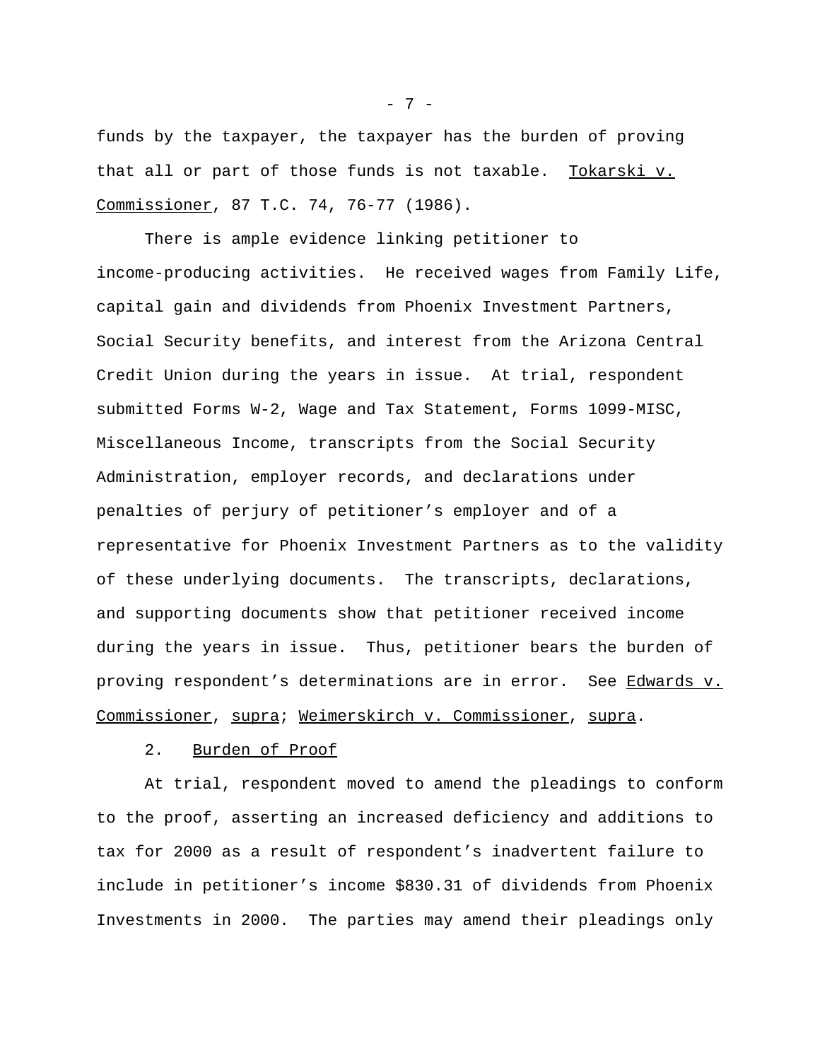funds by the taxpayer, the taxpayer has the burden of proving that all or part of those funds is not taxable. Tokarski v. Commissioner, 87 T.C. 74, 76-77 (1986).

There is ample evidence linking petitioner to income-producing activities. He received wages from Family Life, capital gain and dividends from Phoenix Investment Partners, Social Security benefits, and interest from the Arizona Central Credit Union during the years in issue. At trial, respondent submitted Forms W-2, Wage and Tax Statement, Forms 1099-MISC, Miscellaneous Income, transcripts from the Social Security Administration, employer records, and declarations under penalties of perjury of petitioner's employer and of a representative for Phoenix Investment Partners as to the validity of these underlying documents. The transcripts, declarations, and supporting documents show that petitioner received income during the years in issue. Thus, petitioner bears the burden of proving respondent's determinations are in error. See Edwards v. Commissioner, supra; Weimerskirch v. Commissioner, supra.

2. Burden of Proof

At trial, respondent moved to amend the pleadings to conform to the proof, asserting an increased deficiency and additions to tax for 2000 as a result of respondent's inadvertent failure to include in petitioner's income $830.31 of dividends from Phoenix Investments in 2000. The parties may amend their pleadings only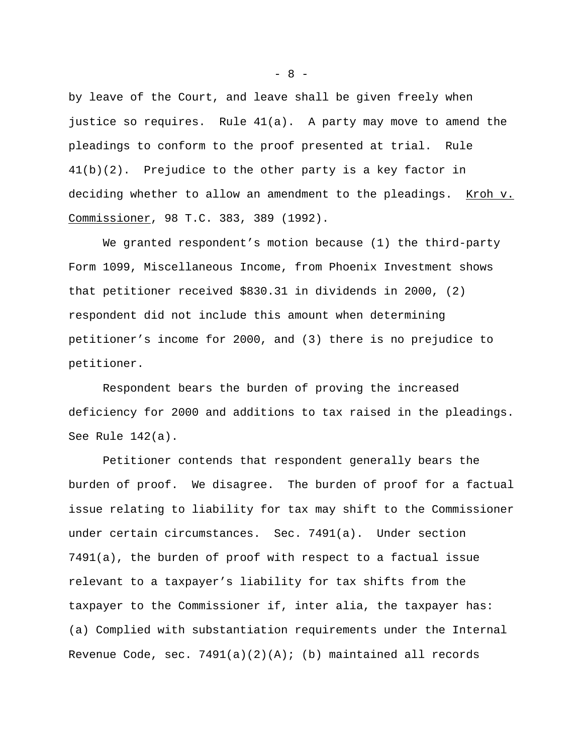by leave of the Court, and leave shall be given freely when justice so requires. Rule 41(a). A party may move to amend the pleadings to conform to the proof presented at trial. Rule 41(b)(2). Prejudice to the other party is a key factor in deciding whether to allow an amendment to the pleadings. Kroh v. Commissioner, 98 T.C. 383, 389 (1992).

We granted respondent's motion because (1) the third-party Form 1099, Miscellaneous Income, from Phoenix Investment shows that petitioner received $830.31 in dividends in 2000, (2) respondent did not include this amount when determining petitioner's income for 2000, and (3) there is no prejudice to petitioner.

Respondent bears the burden of proving the increased deficiency for 2000 and additions to tax raised in the pleadings. See Rule 142(a).

Petitioner contends that respondent generally bears the burden of proof. We disagree. The burden of proof for a factual issue relating to liability for tax may shift to the Commissioner under certain circumstances. Sec. 7491(a). Under section 7491(a), the burden of proof with respect to a factual issue relevant to a taxpayer's liability for tax shifts from the taxpayer to the Commissioner if, inter alia, the taxpayer has: (a) Complied with substantiation requirements under the Internal Revenue Code, sec. 7491(a)(2)(A); (b) maintained all records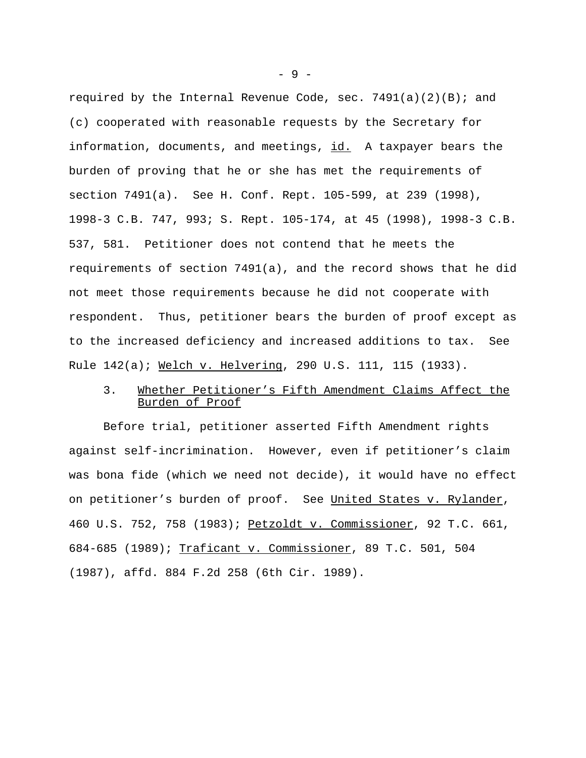required by the Internal Revenue Code, sec. 7491(a)(2)(B); and (c) cooperated with reasonable requests by the Secretary for information, documents, and meetings, id. A taxpayer bears the burden of proving that he or she has met the requirements of section 7491(a). See H. Conf. Rept. 105-599, at 239 (1998), 1998-3 C.B. 747, 993; S. Rept. 105-174, at 45 (1998), 1998-3 C.B. 537, 581. Petitioner does not contend that he meets the requirements of section 7491(a), and the record shows that he did not meet those requirements because he did not cooperate with respondent. Thus, petitioner bears the burden of proof except as to the increased deficiency and increased additions to tax. See Rule 142(a); Welch v. Helvering, 290 U.S. 111, 115 (1933).

### 3. Whether Petitioner's Fifth Amendment Claims Affect the Burden of Proof

Before trial, petitioner asserted Fifth Amendment rights against self-incrimination. However, even if petitioner's claim was bona fide (which we need not decide), it would have no effect on petitioner's burden of proof. See United States v. Rylander, 460 U.S. 752, 758 (1983); Petzoldt v. Commissioner, 92 T.C. 661, 684-685 (1989); Traficant v. Commissioner, 89 T.C. 501, 504 (1987), affd. 884 F.2d 258 (6th Cir. 1989).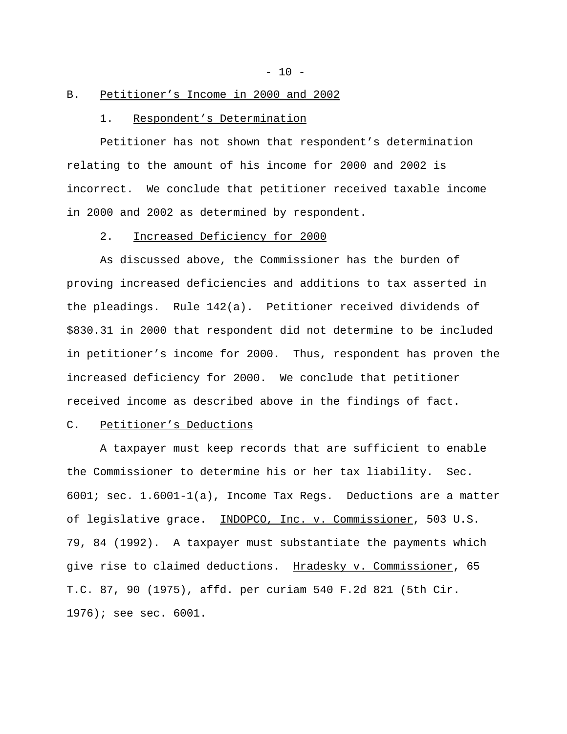B. Petitioner’s Income in 2000 and 2002

1. Respondent’s Determination

Petitioner has not shown that respondent’s determination relating to the amount of his income for 2000 and 2002 is incorrect. We conclude that petitioner received taxable income in 2000 and 2002 as determined by respondent.

2. Increased Deficiency for 2000

As discussed above, the Commissioner has the burden of proving increased deficiencies and additions to tax asserted in the pleadings. Rule 142(a). Petitioner received dividends of $830.31 in 2000 that respondent did not determine to be included in petitioner’s income for 2000. Thus, respondent has proven the increased deficiency for 2000. We conclude that petitioner received income as described above in the findings of fact.

C. Petitioner’s Deductions

A taxpayer must keep records that are sufficient to enable the Commissioner to determine his or her tax liability. Sec. 6001; sec. 1.6001-1(a), Income Tax Regs. Deductions are a matter of legislative grace. INDOPCO, Inc. v. Commissioner, 503 U.S. 79, 84 (1992). A taxpayer must substantiate the payments which give rise to claimed deductions. Hradesky v. Commissioner, 65 T.C. 87, 90 (1975), affd. per curiam 540 F.2d 821 (5th Cir. 1976); see sec. 6001.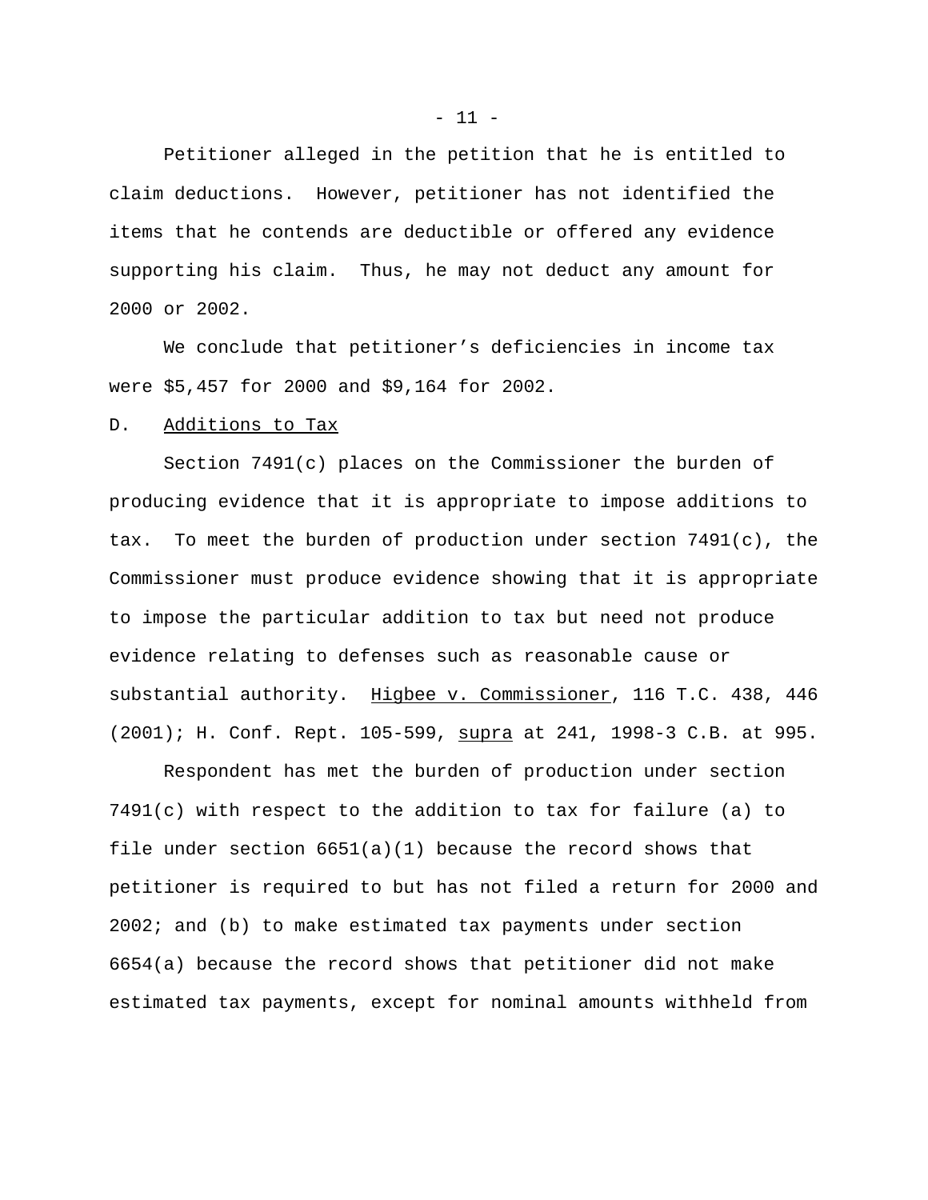Petitioner alleged in the petition that he is entitled to claim deductions. However, petitioner has not identified the items that he contends are deductible or offered any evidence supporting his claim. Thus, he may not deduct any amount for 2000 or 2002.

We conclude that petitioner's deficiencies in income tax were $5,457 for 2000 and $9,164 for 2002.

D. Additions to Tax

Section 7491(c) places on the Commissioner the burden of producing evidence that it is appropriate to impose additions to tax. To meet the burden of production under section 7491(c), the Commissioner must produce evidence showing that it is appropriate to impose the particular addition to tax but need not produce evidence relating to defenses such as reasonable cause or substantial authority. Higbee v. Commissioner, 116 T.C. 438, 446 (2001); H. Conf. Rept. 105-599, supra at 241, 1998-3 C.B. at 995.

Respondent has met the burden of production under section 7491(c) with respect to the addition to tax for failure (a) to file under section 6651(a)(1) because the record shows that petitioner is required to but has not filed a return for 2000 and 2002; and (b) to make estimated tax payments under section 6654(a) because the record shows that petitioner did not make estimated tax payments, except for nominal amounts withheld from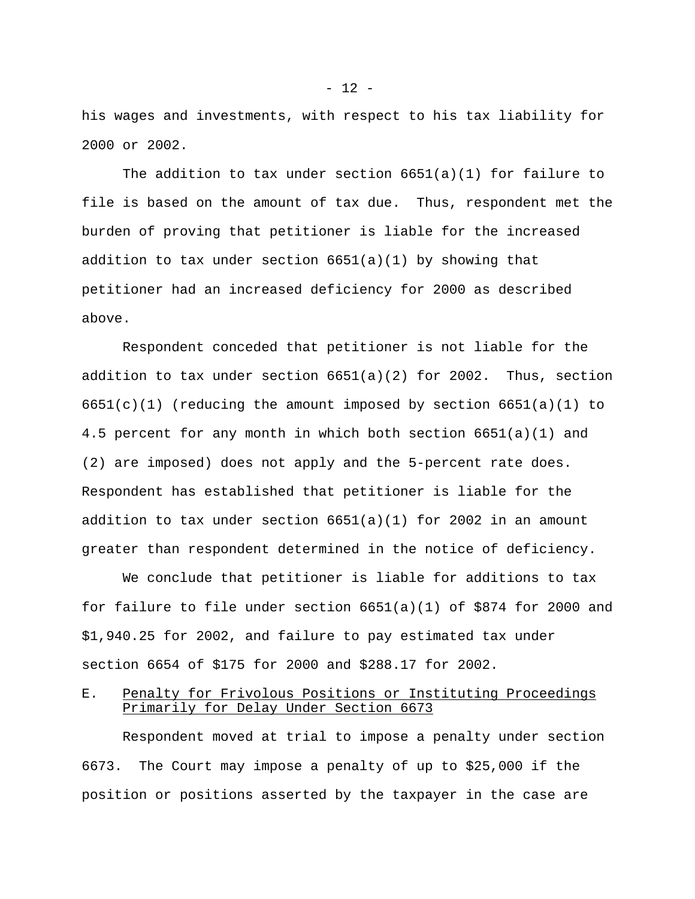his wages and investments, with respect to his tax liability for 2000 or 2002.

The addition to tax under section 6651(a)(1) for failure to file is based on the amount of tax due. Thus, respondent met the burden of proving that petitioner is liable for the increased addition to tax under section 6651(a)(1) by showing that petitioner had an increased deficiency for 2000 as described above.

Respondent conceded that petitioner is not liable for the addition to tax under section 6651(a)(2) for 2002. Thus, section 6651(c)(1) (reducing the amount imposed by section 6651(a)(1) to 4.5 percent for any month in which both section 6651(a)(1) and (2) are imposed) does not apply and the 5-percent rate does. Respondent has established that petitioner is liable for the addition to tax under section 6651(a)(1) for 2002 in an amount greater than respondent determined in the notice of deficiency.

We conclude that petitioner is liable for additions to tax for failure to file under section 6651(a)(1) of $874 for 2000 and $1,940.25 for 2002, and failure to pay estimated tax under section 6654 of $175 for 2000 and $288.17 for 2002.

### E. Penalty for Frivolous Positions or Instituting Proceedings Primarily for Delay Under Section 6673

Respondent moved at trial to impose a penalty under section 6673. The Court may impose a penalty of up to $25,000 if the position or positions asserted by the taxpayer in the case are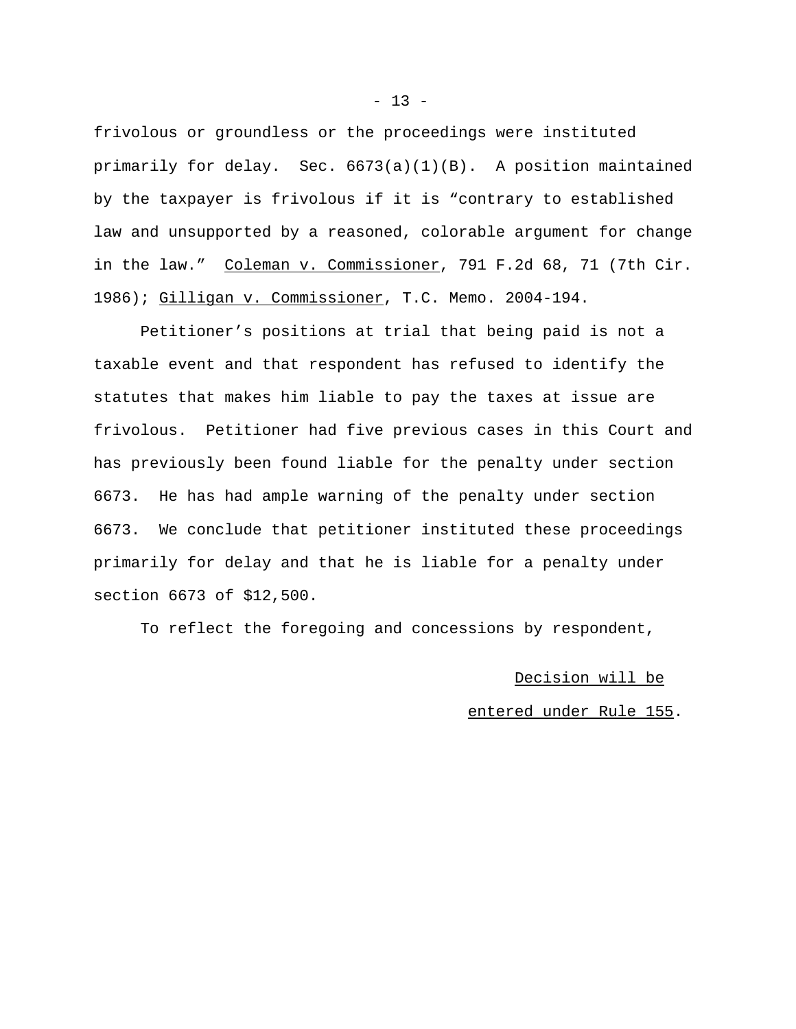frivolous or groundless or the proceedings were instituted primarily for delay. Sec. 6673(a)(1)(B). A position maintained by the taxpayer is frivolous if it is "contrary to established law and unsupported by a reasoned, colorable argument for change in the law." Coleman v. Commissioner, 791 F.2d 68, 71 (7th Cir. 1986); Gilligan v. Commissioner, T.C. Memo. 2004-194.

Petitioner's positions at trial that being paid is not a taxable event and that respondent has refused to identify the statutes that makes him liable to pay the taxes at issue are frivolous. Petitioner had five previous cases in this Court and has previously been found liable for the penalty under section 6673. He has had ample warning of the penalty under section 6673. We conclude that petitioner instituted these proceedings primarily for delay and that he is liable for a penalty under section 6673 of $12,500.

To reflect the foregoing and concessions by respondent,

Decision will be entered under Rule 155.